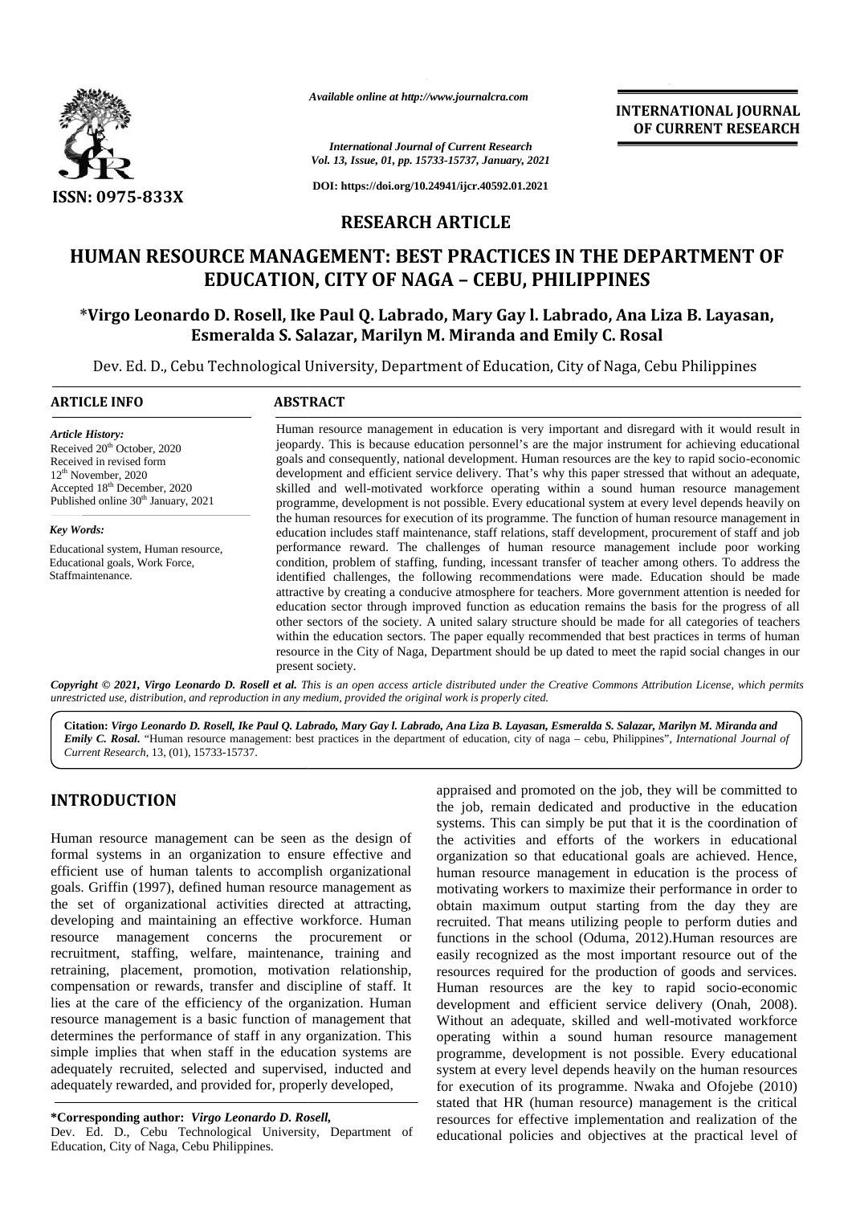*Available online at http://www.journalcra.com*

*International Journal of Current Research*
*Vol. 13, Issue, 01, pp. 15733-15737, January, 2021*

**DOI: https://doi.org/10.24941/ijcr.40592.01.2021**

**INTERNATIONAL JOURNAL OF CURRENT RESEARCH**

**ISSN: 0975-833X**

## RESEARCH ARTICLE

# HUMAN RESOURCE MANAGEMENT: BEST PRACTICES IN THE DEPARTMENT OF EDUCATION, CITY OF NAGA – CEBU, PHILIPPINES

**\*Virgo Leonardo D. Rosell, Ike Paul Q. Labrado, Mary Gay l. Labrado, Ana Liza B. Layasan, Esmeralda S. Salazar, Marilyn M. Miranda and Emily C. Rosal**

Dev. Ed. D., Cebu Technological University, Department of Education, City of Naga, Cebu Philippines

### ARTICLE INFO

***Article History:***

Received 20th October, 2020
Received in revised form
12th November, 2020
Accepted 18th December, 2020
Published online 30th January, 2021

***Key Words:***

Educational system, Human resource, Educational goals, Work Force, Staffmaintenance.

### ABSTRACT

Human resource management in education is very important and disregard with it would result in jeopardy. This is because education personnel's are the major instrument for achieving educational goals and consequently, national development. Human resources are the key to rapid socio-economic development and efficient service delivery. That's why this paper stressed that without an adequate, skilled and well-motivated workforce operating within a sound human resource management programme, development is not possible. Every educational system at every level depends heavily on the human resources for execution of its programme. The function of human resource management in education includes staff maintenance, staff relations, staff development, procurement of staff and job performance reward. The challenges of human resource management include poor working condition, problem of staffing, funding, incessant transfer of teacher among others. To address the identified challenges, the following recommendations were made. Education should be made attractive by creating a conducive atmosphere for teachers. More government attention is needed for education sector through improved function as education remains the basis for the progress of all other sectors of the society. A united salary structure should be made for all categories of teachers within the education sectors. The paper equally recommended that best practices in terms of human resource in the City of Naga, Department should be up dated to meet the rapid social changes in our present society.

***Copyright © 2021, Virgo Leonardo D. Rosell et al.** This is an open access article distributed under the Creative Commons Attribution License, which permits unrestricted use, distribution, and reproduction in any medium, provided the original work is properly cited.*

**Citation:** ***Virgo Leonardo D. Rosell, Ike Paul Q. Labrado, Mary Gay l. Labrado, Ana Liza B. Layasan, Esmeralda S. Salazar, Marilyn M. Miranda and Emily C. Rosal.*** "Human resource management: best practices in the department of education, city of naga – cebu, Philippines", *International Journal of Current Research,* 13, (01), 15733-15737.

## INTRODUCTION

Human resource management can be seen as the design of formal systems in an organization to ensure effective and efficient use of human talents to accomplish organizational goals. Griffin (1997), defined human resource management as the set of organizational activities directed at attracting, developing and maintaining an effective workforce. Human resource management concerns the procurement or recruitment, staffing, welfare, maintenance, training and retraining, placement, promotion, motivation relationship, compensation or rewards, transfer and discipline of staff. It lies at the care of the efficiency of the organization. Human resource management is a basic function of management that determines the performance of staff in any organization. This simple implies that when staff in the education systems are adequately recruited, selected and supervised, inducted and adequately rewarded, and provided for, properly developed, appraised and promoted on the job, they will be committed to the job, remain dedicated and productive in the education systems. This can simply be put that it is the coordination of the activities and efforts of the workers in educational organization so that educational goals are achieved. Hence, human resource management in education is the process of motivating workers to maximize their performance in order to obtain maximum output starting from the day they are recruited. That means utilizing people to perform duties and functions in the school (Oduma, 2012).Human resources are easily recognized as the most important resource out of the resources required for the production of goods and services. Human resources are the key to rapid socio-economic development and efficient service delivery (Onah, 2008). Without an adequate, skilled and well-motivated workforce operating within a sound human resource management programme, development is not possible. Every educational system at every level depends heavily on the human resources for execution of its programme. Nwaka and Ofojebe (2010) stated that HR (human resource) management is the critical resources for effective implementation and realization of the educational policies and objectives at the practical level of

**\*Corresponding author:** ***Virgo Leonardo D. Rosell,***
Dev. Ed. D., Cebu Technological University, Department of Education, City of Naga, Cebu Philippines.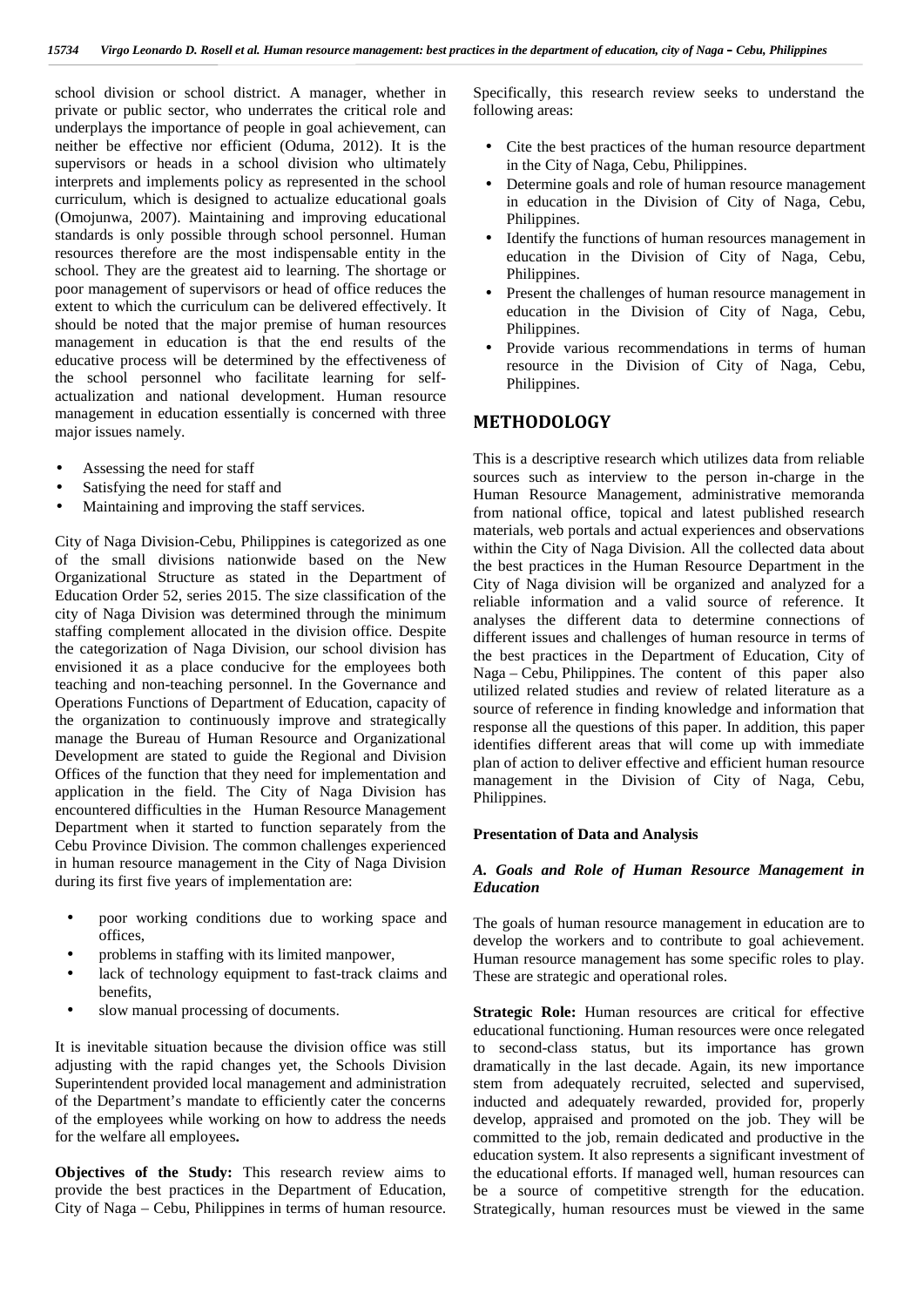school division or school district. A manager, whether in private or public sector, who underrates the critical role and underplays the importance of people in goal achievement, can neither be effective nor efficient (Oduma, 2012). It is the supervisors or heads in a school division who ultimately interprets and implements policy as represented in the school curriculum, which is designed to actualize educational goals (Omojunwa, 2007). Maintaining and improving educational standards is only possible through school personnel. Human resources therefore are the most indispensable entity in the school. They are the greatest aid to learning. The shortage or poor management of supervisors or head of office reduces the extent to which the curriculum can be delivered effectively. It should be noted that the major premise of human resources management in education is that the end results of the educative process will be determined by the effectiveness of the school personnel who facilitate learning for self-actualization and national development. Human resource management in education essentially is concerned with three major issues namely.

- Assessing the need for staff
- Satisfying the need for staff and
- Maintaining and improving the staff services.

City of Naga Division-Cebu, Philippines is categorized as one of the small divisions nationwide based on the New Organizational Structure as stated in the Department of Education Order 52, series 2015. The size classification of the city of Naga Division was determined through the minimum staffing complement allocated in the division office. Despite the categorization of Naga Division, our school division has envisioned it as a place conducive for the employees both teaching and non-teaching personnel. In the Governance and Operations Functions of Department of Education, capacity of the organization to continuously improve and strategically manage the Bureau of Human Resource and Organizational Development are stated to guide the Regional and Division Offices of the function that they need for implementation and application in the field. The City of Naga Division has encountered difficulties in the Human Resource Management Department when it started to function separately from the Cebu Province Division. The common challenges experienced in human resource management in the City of Naga Division during its first five years of implementation are:

- poor working conditions due to working space and offices,
- problems in staffing with its limited manpower,
- lack of technology equipment to fast-track claims and benefits,
- slow manual processing of documents.

It is inevitable situation because the division office was still adjusting with the rapid changes yet, the Schools Division Superintendent provided local management and administration of the Department's mandate to efficiently cater the concerns of the employees while working on how to address the needs for the welfare all employees**.**

**Objectives of the Study:** This research review aims to provide the best practices in the Department of Education, City of Naga – Cebu, Philippines in terms of human resource. Specifically, this research review seeks to understand the following areas:

- Cite the best practices of the human resource department in the City of Naga, Cebu, Philippines.
- Determine goals and role of human resource management in education in the Division of City of Naga, Cebu, Philippines.
- Identify the functions of human resources management in education in the Division of City of Naga, Cebu, Philippines.
- Present the challenges of human resource management in education in the Division of City of Naga, Cebu, Philippines.
- Provide various recommendations in terms of human resource in the Division of City of Naga, Cebu, Philippines.

## METHODOLOGY

This is a descriptive research which utilizes data from reliable sources such as interview to the person in-charge in the Human Resource Management, administrative memoranda from national office, topical and latest published research materials, web portals and actual experiences and observations within the City of Naga Division. All the collected data about the best practices in the Human Resource Department in the City of Naga division will be organized and analyzed for a reliable information and a valid source of reference. It analyses the different data to determine connections of different issues and challenges of human resource in terms of the best practices in the Department of Education, City of Naga – Cebu, Philippines. The content of this paper also utilized related studies and review of related literature as a source of reference in finding knowledge and information that response all the questions of this paper. In addition, this paper identifies different areas that will come up with immediate plan of action to deliver effective and efficient human resource management in the Division of City of Naga, Cebu, Philippines.

### Presentation of Data and Analysis

#### *A. Goals and Role of Human Resource Management in Education*

The goals of human resource management in education are to develop the workers and to contribute to goal achievement. Human resource management has some specific roles to play. These are strategic and operational roles.

**Strategic Role:** Human resources are critical for effective educational functioning. Human resources were once relegated to second-class status, but its importance has grown dramatically in the last decade. Again, its new importance stem from adequately recruited, selected and supervised, inducted and adequately rewarded, provided for, properly develop, appraised and promoted on the job. They will be committed to the job, remain dedicated and productive in the education system. It also represents a significant investment of the educational efforts. If managed well, human resources can be a source of competitive strength for the education. Strategically, human resources must be viewed in the same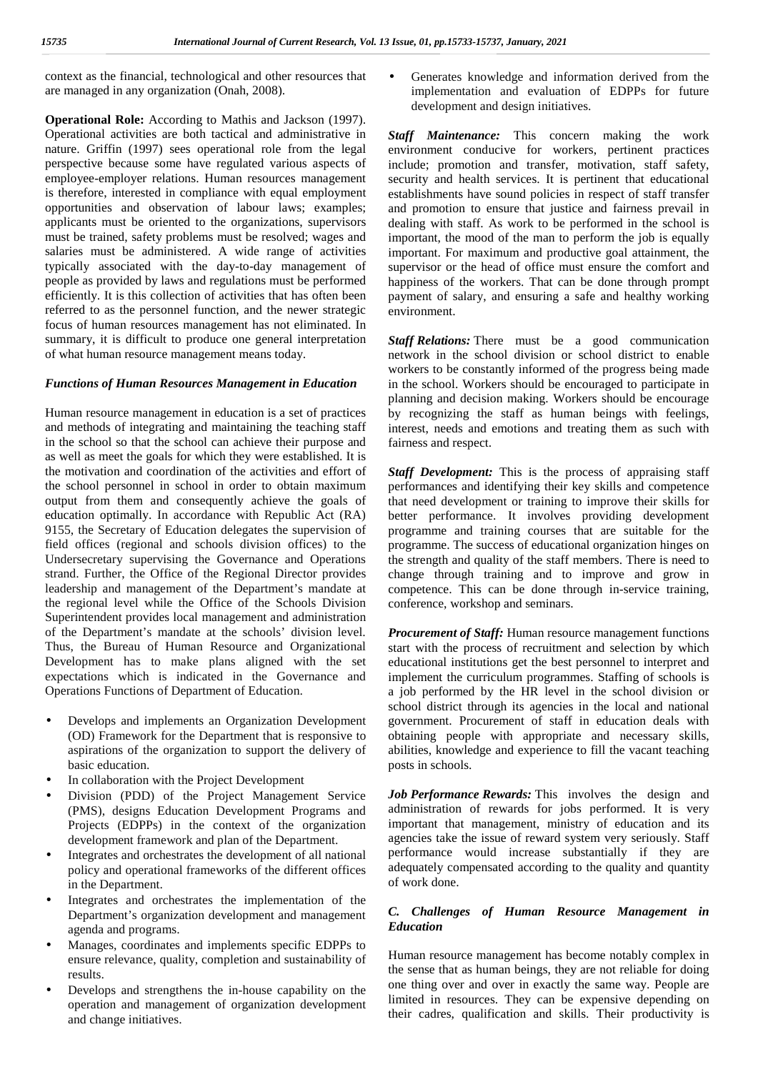context as the financial, technological and other resources that are managed in any organization (Onah, 2008).

**Operational Role:** According to Mathis and Jackson (1997). Operational activities are both tactical and administrative in nature. Griffin (1997) sees operational role from the legal perspective because some have regulated various aspects of employee-employer relations. Human resources management is therefore, interested in compliance with equal employment opportunities and observation of labour laws; examples; applicants must be oriented to the organizations, supervisors must be trained, safety problems must be resolved; wages and salaries must be administered. A wide range of activities typically associated with the day-to-day management of people as provided by laws and regulations must be performed efficiently. It is this collection of activities that has often been referred to as the personnel function, and the newer strategic focus of human resources management has not eliminated. In summary, it is difficult to produce one general interpretation of what human resource management means today.

### *Functions of Human Resources Management in Education*

Human resource management in education is a set of practices and methods of integrating and maintaining the teaching staff in the school so that the school can achieve their purpose and as well as meet the goals for which they were established. It is the motivation and coordination of the activities and effort of the school personnel in school in order to obtain maximum output from them and consequently achieve the goals of education optimally. In accordance with Republic Act (RA) 9155, the Secretary of Education delegates the supervision of field offices (regional and schools division offices) to the Undersecretary supervising the Governance and Operations strand. Further, the Office of the Regional Director provides leadership and management of the Department's mandate at the regional level while the Office of the Schools Division Superintendent provides local management and administration of the Department's mandate at the schools' division level. Thus, the Bureau of Human Resource and Organizational Development has to make plans aligned with the set expectations which is indicated in the Governance and Operations Functions of Department of Education.

- Develops and implements an Organization Development (OD) Framework for the Department that is responsive to aspirations of the organization to support the delivery of basic education.
- In collaboration with the Project Development
- Division (PDD) of the Project Management Service (PMS), designs Education Development Programs and Projects (EDPPs) in the context of the organization development framework and plan of the Department.
- Integrates and orchestrates the development of all national policy and operational frameworks of the different offices in the Department.
- Integrates and orchestrates the implementation of the Department's organization development and management agenda and programs.
- Manages, coordinates and implements specific EDPPs to ensure relevance, quality, completion and sustainability of results.
- Develops and strengthens the in-house capability on the operation and management of organization development and change initiatives.
- Generates knowledge and information derived from the implementation and evaluation of EDPPs for future development and design initiatives.

***Staff Maintenance:*** This concern making the work environment conducive for workers, pertinent practices include; promotion and transfer, motivation, staff safety, security and health services. It is pertinent that educational establishments have sound policies in respect of staff transfer and promotion to ensure that justice and fairness prevail in dealing with staff. As work to be performed in the school is important, the mood of the man to perform the job is equally important. For maximum and productive goal attainment, the supervisor or the head of office must ensure the comfort and happiness of the workers. That can be done through prompt payment of salary, and ensuring a safe and healthy working environment.

***Staff Relations:*** There must be a good communication network in the school division or school district to enable workers to be constantly informed of the progress being made in the school. Workers should be encouraged to participate in planning and decision making. Workers should be encourage by recognizing the staff as human beings with feelings, interest, needs and emotions and treating them as such with fairness and respect.

***Staff Development:*** This is the process of appraising staff performances and identifying their key skills and competence that need development or training to improve their skills for better performance. It involves providing development programme and training courses that are suitable for the programme. The success of educational organization hinges on the strength and quality of the staff members. There is need to change through training and to improve and grow in competence. This can be done through in-service training, conference, workshop and seminars.

***Procurement of Staff:*** Human resource management functions start with the process of recruitment and selection by which educational institutions get the best personnel to interpret and implement the curriculum programmes. Staffing of schools is a job performed by the HR level in the school division or school district through its agencies in the local and national government. Procurement of staff in education deals with obtaining people with appropriate and necessary skills, abilities, knowledge and experience to fill the vacant teaching posts in schools.

***Job Performance Rewards:*** This involves the design and administration of rewards for jobs performed. It is very important that management, ministry of education and its agencies take the issue of reward system very seriously. Staff performance would increase substantially if they are adequately compensated according to the quality and quantity of work done.

### *C. Challenges of Human Resource Management in Education*

Human resource management has become notably complex in the sense that as human beings, they are not reliable for doing one thing over and over in exactly the same way. People are limited in resources. They can be expensive depending on their cadres, qualification and skills. Their productivity is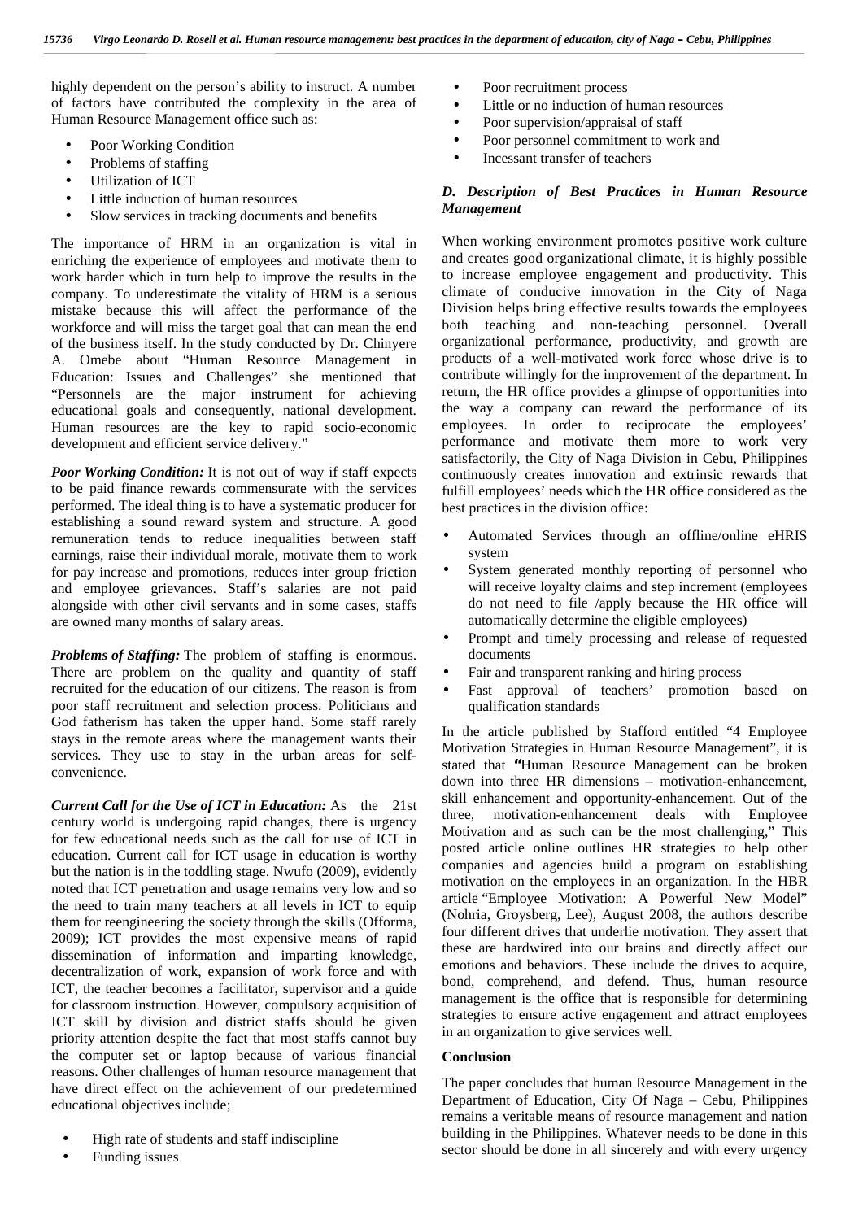highly dependent on the person's ability to instruct. A number of factors have contributed the complexity in the area of Human Resource Management office such as:

- Poor Working Condition
- Problems of staffing
- Utilization of ICT
- Little induction of human resources
- Slow services in tracking documents and benefits

The importance of HRM in an organization is vital in enriching the experience of employees and motivate them to work harder which in turn help to improve the results in the company. To underestimate the vitality of HRM is a serious mistake because this will affect the performance of the workforce and will miss the target goal that can mean the end of the business itself. In the study conducted by Dr. Chinyere A. Omebe about "Human Resource Management in Education: Issues and Challenges" she mentioned that "Personnels are the major instrument for achieving educational goals and consequently, national development. Human resources are the key to rapid socio-economic development and efficient service delivery."

***Poor Working Condition:*** It is not out of way if staff expects to be paid finance rewards commensurate with the services performed. The ideal thing is to have a systematic producer for establishing a sound reward system and structure. A good remuneration tends to reduce inequalities between staff earnings, raise their individual morale, motivate them to work for pay increase and promotions, reduces inter group friction and employee grievances. Staff's salaries are not paid alongside with other civil servants and in some cases, staffs are owned many months of salary areas.

***Problems of Staffing:*** The problem of staffing is enormous. There are problem on the quality and quantity of staff recruited for the education of our citizens. The reason is from poor staff recruitment and selection process. Politicians and God fatherism has taken the upper hand. Some staff rarely stays in the remote areas where the management wants their services. They use to stay in the urban areas for self-convenience.

***Current Call for the Use of ICT in Education:*** As the 21st century world is undergoing rapid changes, there is urgency for few educational needs such as the call for use of ICT in education. Current call for ICT usage in education is worthy but the nation is in the toddling stage. Nwufo (2009), evidently noted that ICT penetration and usage remains very low and so the need to train many teachers at all levels in ICT to equip them for reengineering the society through the skills (Offorma, 2009); ICT provides the most expensive means of rapid dissemination of information and imparting knowledge, decentralization of work, expansion of work force and with ICT, the teacher becomes a facilitator, supervisor and a guide for classroom instruction. However, compulsory acquisition of ICT skill by division and district staffs should be given priority attention despite the fact that most staffs cannot buy the computer set or laptop because of various financial reasons. Other challenges of human resource management that have direct effect on the achievement of our predetermined educational objectives include;

- High rate of students and staff indiscipline
- Funding issues
- Poor recruitment process
- Little or no induction of human resources
- Poor supervision/appraisal of staff
- Poor personnel commitment to work and
- Incessant transfer of teachers

### *D. Description of Best Practices in Human Resource Management*

When working environment promotes positive work culture and creates good organizational climate, it is highly possible to increase employee engagement and productivity. This climate of conducive innovation in the City of Naga Division helps bring effective results towards the employees both teaching and non-teaching personnel. Overall organizational performance, productivity, and growth are products of a well-motivated work force whose drive is to contribute willingly for the improvement of the department. In return, the HR office provides a glimpse of opportunities into the way a company can reward the performance of its employees. In order to reciprocate the employees' performance and motivate them more to work very satisfactorily, the City of Naga Division in Cebu, Philippines continuously creates innovation and extrinsic rewards that fulfill employees' needs which the HR office considered as the best practices in the division office:

- Automated Services through an offline/online eHRIS system
- System generated monthly reporting of personnel who will receive loyalty claims and step increment (employees do not need to file /apply because the HR office will automatically determine the eligible employees)
- Prompt and timely processing and release of requested documents
- Fair and transparent ranking and hiring process
- Fast approval of teachers' promotion based on qualification standards

In the article published by Stafford entitled "4 Employee Motivation Strategies in Human Resource Management", it is stated that "Human Resource Management can be broken down into three HR dimensions – motivation-enhancement, skill enhancement and opportunity-enhancement. Out of the three, motivation-enhancement deals with Employee Motivation and as such can be the most challenging," This posted article online outlines HR strategies to help other companies and agencies build a program on establishing motivation on the employees in an organization. In the HBR article "Employee Motivation: A Powerful New Model" (Nohria, Groysberg, Lee), August 2008, the authors describe four different drives that underlie motivation. They assert that these are hardwired into our brains and directly affect our emotions and behaviors. These include the drives to acquire, bond, comprehend, and defend. Thus, human resource management is the office that is responsible for determining strategies to ensure active engagement and attract employees in an organization to give services well.

## Conclusion

The paper concludes that human Resource Management in the Department of Education, City Of Naga – Cebu, Philippines remains a veritable means of resource management and nation building in the Philippines. Whatever needs to be done in this sector should be done in all sincerely and with every urgency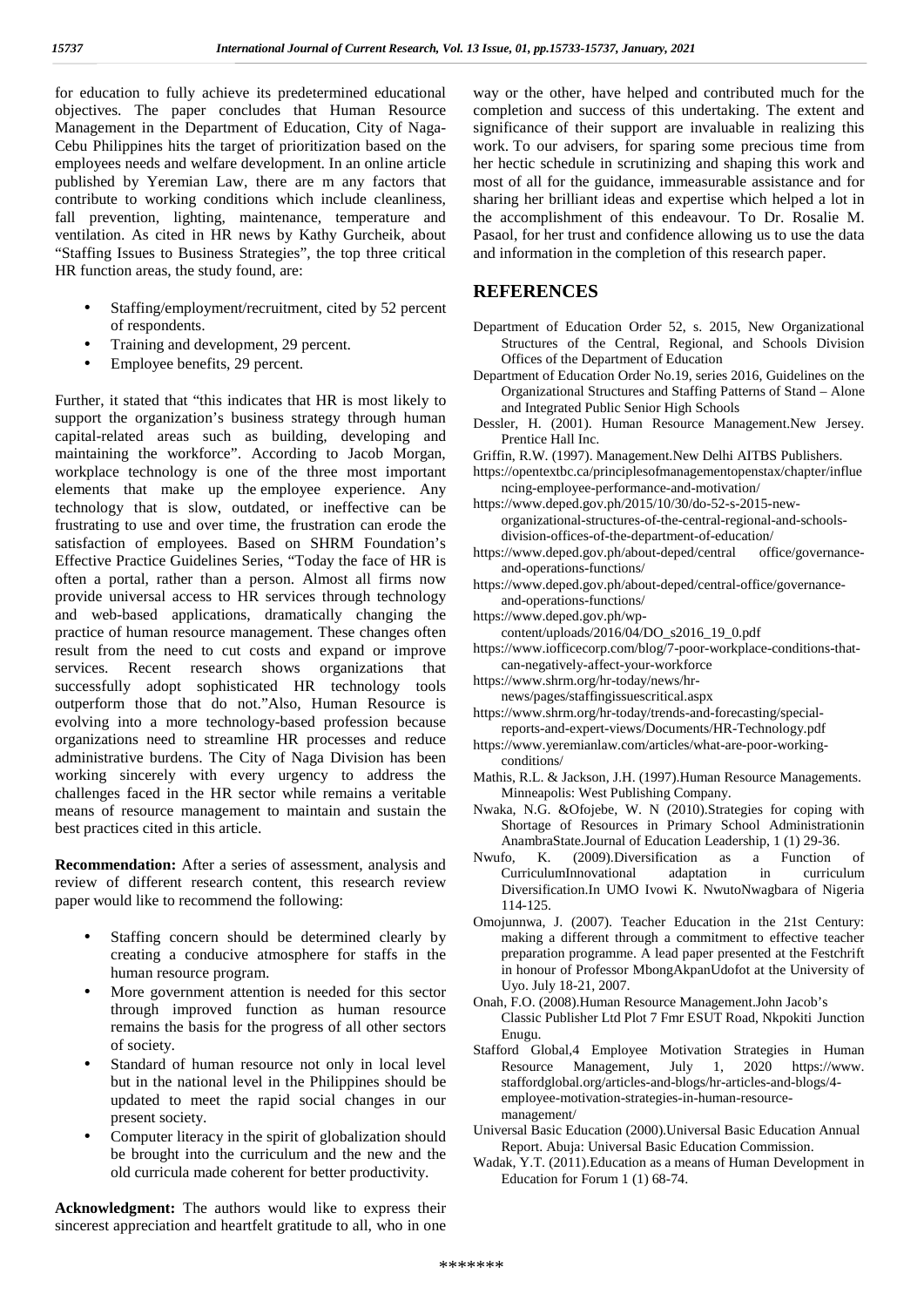for education to fully achieve its predetermined educational objectives. The paper concludes that Human Resource Management in the Department of Education, City of Naga-Cebu Philippines hits the target of prioritization based on the employees needs and welfare development. In an online article published by Yeremian Law, there are m any factors that contribute to working conditions which include cleanliness, fall prevention, lighting, maintenance, temperature and ventilation. As cited in HR news by Kathy Gurcheik, about "Staffing Issues to Business Strategies", the top three critical HR function areas, the study found, are:

- Staffing/employment/recruitment, cited by 52 percent of respondents.
- Training and development, 29 percent.
- Employee benefits, 29 percent.

Further, it stated that "this indicates that HR is most likely to support the organization's business strategy through human capital-related areas such as building, developing and maintaining the workforce". According to Jacob Morgan, workplace technology is one of the three most important elements that make up the employee experience. Any technology that is slow, outdated, or ineffective can be frustrating to use and over time, the frustration can erode the satisfaction of employees. Based on SHRM Foundation's Effective Practice Guidelines Series, "Today the face of HR is often a portal, rather than a person. Almost all firms now provide universal access to HR services through technology and web-based applications, dramatically changing the practice of human resource management. These changes often result from the need to cut costs and expand or improve services. Recent research shows organizations that successfully adopt sophisticated HR technology tools outperform those that do not."Also, Human Resource is evolving into a more technology-based profession because organizations need to streamline HR processes and reduce administrative burdens. The City of Naga Division has been working sincerely with every urgency to address the challenges faced in the HR sector while remains a veritable means of resource management to maintain and sustain the best practices cited in this article.

**Recommendation:** After a series of assessment, analysis and review of different research content, this research review paper would like to recommend the following:

- Staffing concern should be determined clearly by creating a conducive atmosphere for staffs in the human resource program.
- More government attention is needed for this sector through improved function as human resource remains the basis for the progress of all other sectors of society.
- Standard of human resource not only in local level but in the national level in the Philippines should be updated to meet the rapid social changes in our present society.
- Computer literacy in the spirit of globalization should be brought into the curriculum and the new and the old curricula made coherent for better productivity.

**Acknowledgment:** The authors would like to express their sincerest appreciation and heartfelt gratitude to all, who in one way or the other, have helped and contributed much for the completion and success of this undertaking. The extent and significance of their support are invaluable in realizing this work. To our advisers, for sparing some precious time from her hectic schedule in scrutinizing and shaping this work and most of all for the guidance, immeasurable assistance and for sharing her brilliant ideas and expertise which helped a lot in the accomplishment of this endeavour. To Dr. Rosalie M. Pasaol, for her trust and confidence allowing us to use the data and information in the completion of this research paper.

## REFERENCES

Department of Education Order 52, s. 2015, New Organizational Structures of the Central, Regional, and Schools Division Offices of the Department of Education

Department of Education Order No.19, series 2016, Guidelines on the Organizational Structures and Staffing Patterns of Stand – Alone and Integrated Public Senior High Schools

Dessler, H. (2001). Human Resource Management.New Jersey. Prentice Hall Inc.

Griffin, R.W. (1997). Management.New Delhi AITBS Publishers.

https://opentextbc.ca/principlesofmanagementopenstax/chapter/influencing-employee-performance-and-motivation/

https://www.deped.gov.ph/2015/10/30/do-52-s-2015-new-organizational-structures-of-the-central-regional-and-schools-division-offices-of-the-department-of-education/

https://www.deped.gov.ph/about-deped/central office/governance-and-operations-functions/

https://www.deped.gov.ph/about-deped/central-office/governance-and-operations-functions/

https://www.deped.gov.ph/wp-content/uploads/2016/04/DO_s2016_19_0.pdf

https://www.iofficecorp.com/blog/7-poor-workplace-conditions-that-can-negatively-affect-your-workforce

https://www.shrm.org/hr-today/news/hr-news/pages/staffingissuescritical.aspx

https://www.shrm.org/hr-today/trends-and-forecasting/special-reports-and-expert-views/Documents/HR-Technology.pdf

https://www.yeremianlaw.com/articles/what-are-poor-working-conditions/

Mathis, R.L. & Jackson, J.H. (1997).Human Resource Managements. Minneapolis: West Publishing Company.

Nwaka, N.G. &Ofojebe, W. N (2010).Strategies for coping with Shortage of Resources in Primary School Administrationin AnambraState.Journal of Education Leadership, 1 (1) 29-36.

Nwufo, K. (2009).Diversification as a Function of CurriculumInnovational adaptation in curriculum Diversification.In UMO Ivowi K. NwutoNwagbara of Nigeria 114-125.

Omojunnwa, J. (2007). Teacher Education in the 21st Century: making a different through a commitment to effective teacher preparation programme. A lead paper presented at the Festchrift in honour of Professor MbongAkpanUdofot at the University of Uyo. July 18-21, 2007.

Onah, F.O. (2008).Human Resource Management.John Jacob's Classic Publisher Ltd Plot 7 Fmr ESUT Road, Nkpokiti Junction Enugu.

Stafford Global,4 Employee Motivation Strategies in Human Resource Management, July 1, 2020 https://www.staffordglobal.org/articles-and-blogs/hr-articles-and-blogs/4-employee-motivation-strategies-in-human-resource-management/

Universal Basic Education (2000).Universal Basic Education Annual Report. Abuja: Universal Basic Education Commission.

Wadak, Y.T. (2011).Education as a means of Human Development in Education for Forum 1 (1) 68-74.

\*\*\*\*\*\*\*